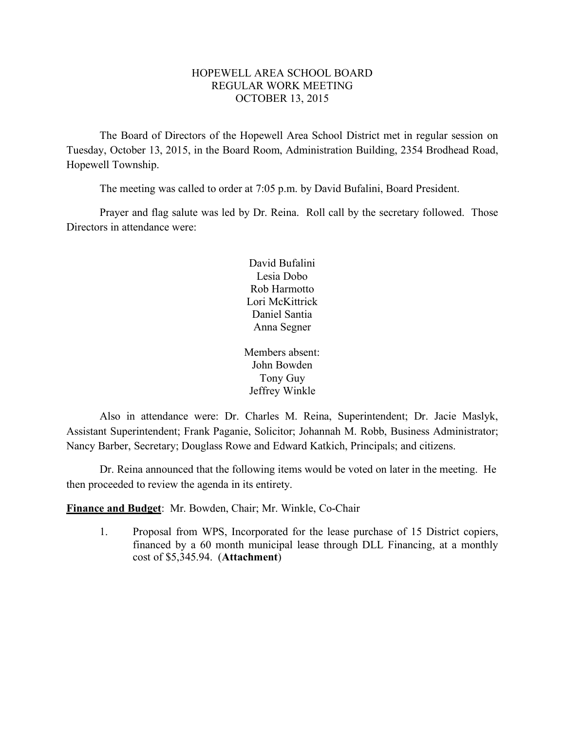# HOPEWELL AREA SCHOOL BOARD
## REGULAR WORK MEETING
## OCTOBER 13, 2015

The Board of Directors of the Hopewell Area School District met in regular session on Tuesday, October 13, 2015, in the Board Room, Administration Building, 2354 Brodhead Road, Hopewell Township.

The meeting was called to order at 7:05 p.m. by David Bufalini, Board President.

Prayer and flag salute was led by Dr. Reina. Roll call by the secretary followed. Those Directors in attendance were:

David Bufalini
Lesia Dobo
Rob Harmotto
Lori McKittrick
Daniel Santia
Anna Segner

Members absent:
John Bowden
Tony Guy
Jeffrey Winkle

Also in attendance were: Dr. Charles M. Reina, Superintendent; Dr. Jacie Maslyk, Assistant Superintendent; Frank Paganie, Solicitor; Johannah M. Robb, Business Administrator; Nancy Barber, Secretary; Douglass Rowe and Edward Katkich, Principals; and citizens.

Dr. Reina announced that the following items would be voted on later in the meeting. He then proceeded to review the agenda in its entirety.

**Finance and Budget**: Mr. Bowden, Chair; Mr. Winkle, Co-Chair

1. Proposal from WPS, Incorporated for the lease purchase of 15 District copiers, financed by a 60 month municipal lease through DLL Financing, at a monthly cost of $5,345.94. (**Attachment**)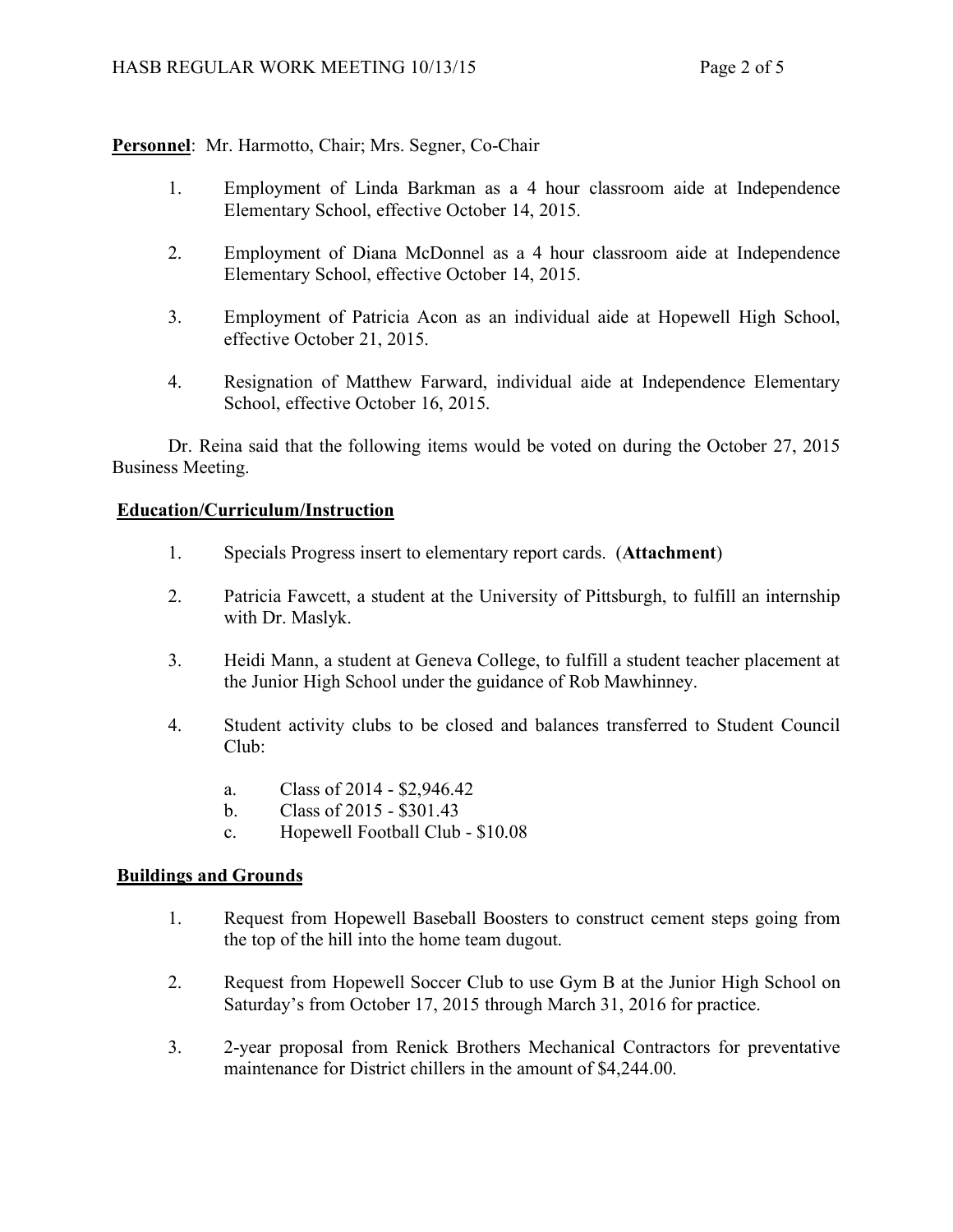**Personnel**: Mr. Harmotto, Chair; Mrs. Segner, Co-Chair

1. Employment of Linda Barkman as a 4 hour classroom aide at Independence Elementary School, effective October 14, 2015.
2. Employment of Diana McDonnel as a 4 hour classroom aide at Independence Elementary School, effective October 14, 2015.
3. Employment of Patricia Acon as an individual aide at Hopewell High School, effective October 21, 2015.
4. Resignation of Matthew Farward, individual aide at Independence Elementary School, effective October 16, 2015.

Dr. Reina said that the following items would be voted on during the October 27, 2015 Business Meeting.

**Education/Curriculum/Instruction**

1. Specials Progress insert to elementary report cards. (**Attachment**)
2. Patricia Fawcett, a student at the University of Pittsburgh, to fulfill an internship with Dr. Maslyk.
3. Heidi Mann, a student at Geneva College, to fulfill a student teacher placement at the Junior High School under the guidance of Rob Mawhinney.
4. Student activity clubs to be closed and balances transferred to Student Council Club:
   a. Class of 2014 - $2,946.42
   b. Class of 2015 - $301.43
   c. Hopewell Football Club - $10.08

**Buildings and Grounds**

1. Request from Hopewell Baseball Boosters to construct cement steps going from the top of the hill into the home team dugout.
2. Request from Hopewell Soccer Club to use Gym B at the Junior High School on Saturday's from October 17, 2015 through March 31, 2016 for practice.
3. 2-year proposal from Renick Brothers Mechanical Contractors for preventative maintenance for District chillers in the amount of $4,244.00.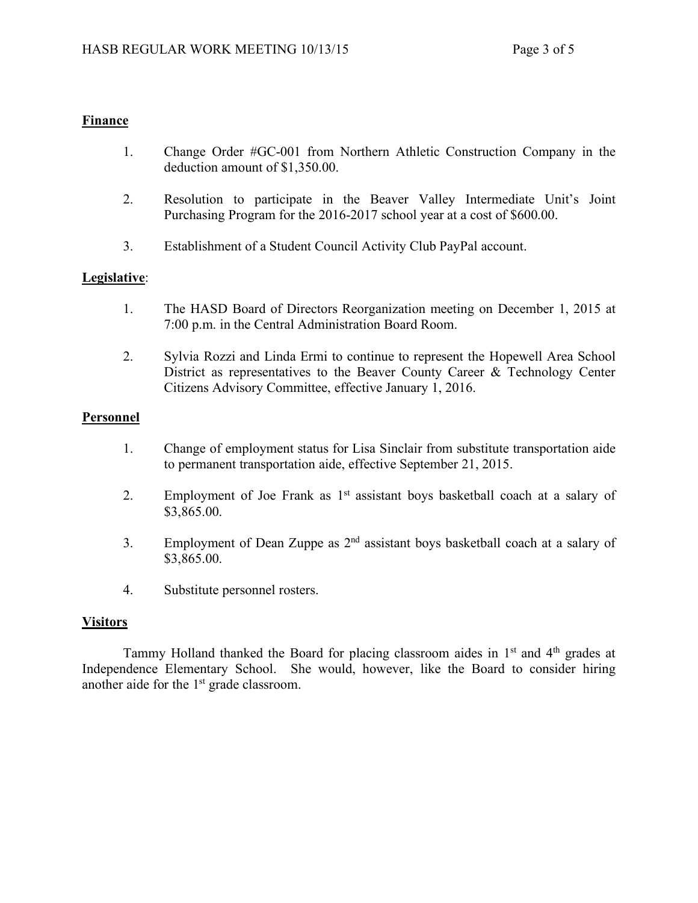**Finance**

1. Change Order #GC-001 from Northern Athletic Construction Company in the deduction amount of $1,350.00.

2. Resolution to participate in the Beaver Valley Intermediate Unit's Joint Purchasing Program for the 2016-2017 school year at a cost of $600.00.

3. Establishment of a Student Council Activity Club PayPal account.

**Legislative**:

1. The HASD Board of Directors Reorganization meeting on December 1, 2015 at 7:00 p.m. in the Central Administration Board Room.

2. Sylvia Rozzi and Linda Ermi to continue to represent the Hopewell Area School District as representatives to the Beaver County Career & Technology Center Citizens Advisory Committee, effective January 1, 2016.

**Personnel**

1. Change of employment status for Lisa Sinclair from substitute transportation aide to permanent transportation aide, effective September 21, 2015.

2. Employment of Joe Frank as 1st assistant boys basketball coach at a salary of $3,865.00.

3. Employment of Dean Zuppe as 2nd assistant boys basketball coach at a salary of $3,865.00.

4. Substitute personnel rosters.

**Visitors**

Tammy Holland thanked the Board for placing classroom aides in 1st and 4th grades at Independence Elementary School. She would, however, like the Board to consider hiring another aide for the 1st grade classroom.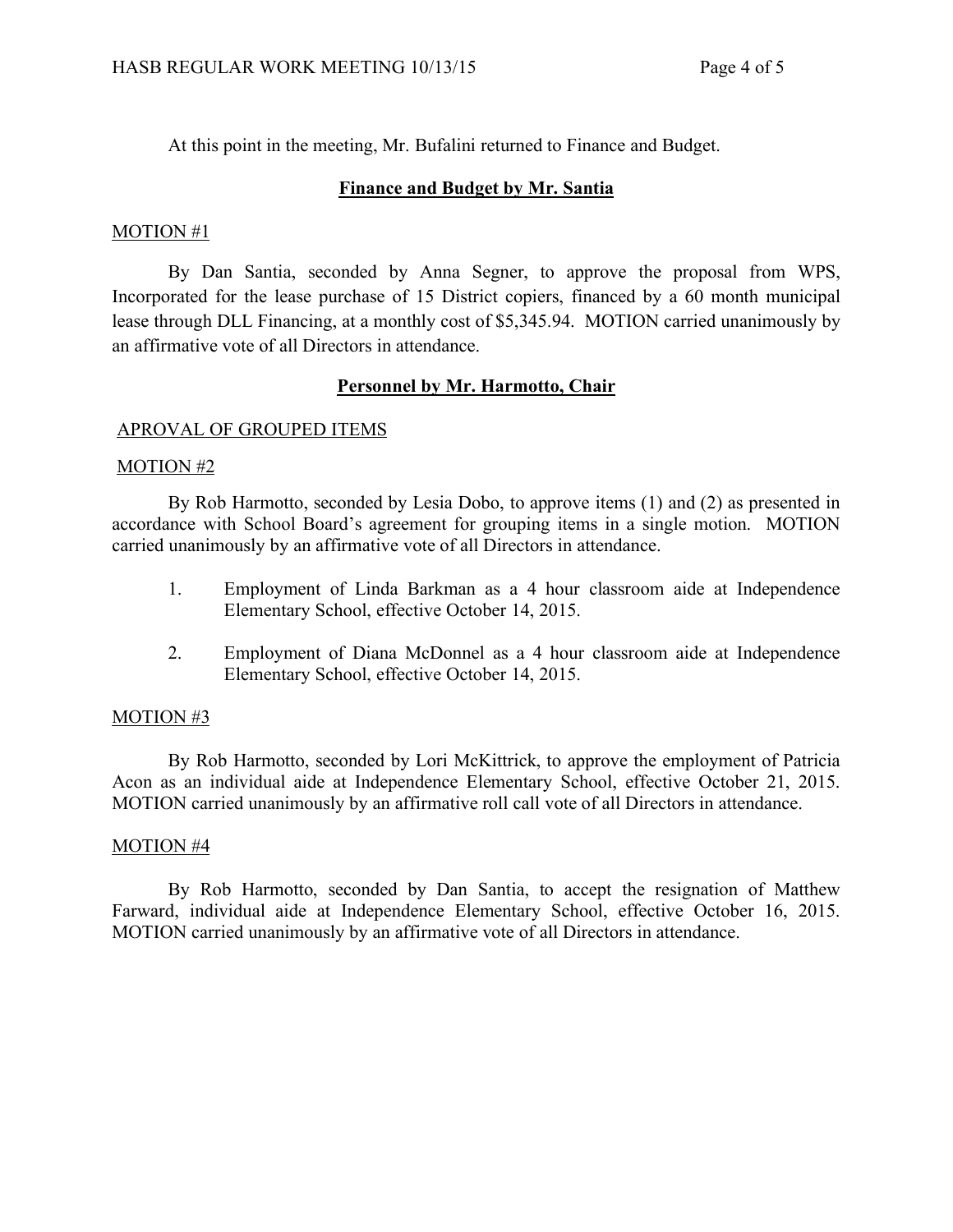At this point in the meeting, Mr. Bufalini returned to Finance and Budget.

## Finance and Budget by Mr. Santia

MOTION #1

By Dan Santia, seconded by Anna Segner, to approve the proposal from WPS, Incorporated for the lease purchase of 15 District copiers, financed by a 60 month municipal lease through DLL Financing, at a monthly cost of $5,345.94. MOTION carried unanimously by an affirmative vote of all Directors in attendance.

## Personnel by Mr. Harmotto, Chair

APROVAL OF GROUPED ITEMS

MOTION #2

By Rob Harmotto, seconded by Lesia Dobo, to approve items (1) and (2) as presented in accordance with School Board's agreement for grouping items in a single motion. MOTION carried unanimously by an affirmative vote of all Directors in attendance.

1. Employment of Linda Barkman as a 4 hour classroom aide at Independence Elementary School, effective October 14, 2015.

2. Employment of Diana McDonnel as a 4 hour classroom aide at Independence Elementary School, effective October 14, 2015.

MOTION #3

By Rob Harmotto, seconded by Lori McKittrick, to approve the employment of Patricia Acon as an individual aide at Independence Elementary School, effective October 21, 2015. MOTION carried unanimously by an affirmative roll call vote of all Directors in attendance.

MOTION #4

By Rob Harmotto, seconded by Dan Santia, to accept the resignation of Matthew Farward, individual aide at Independence Elementary School, effective October 16, 2015. MOTION carried unanimously by an affirmative vote of all Directors in attendance.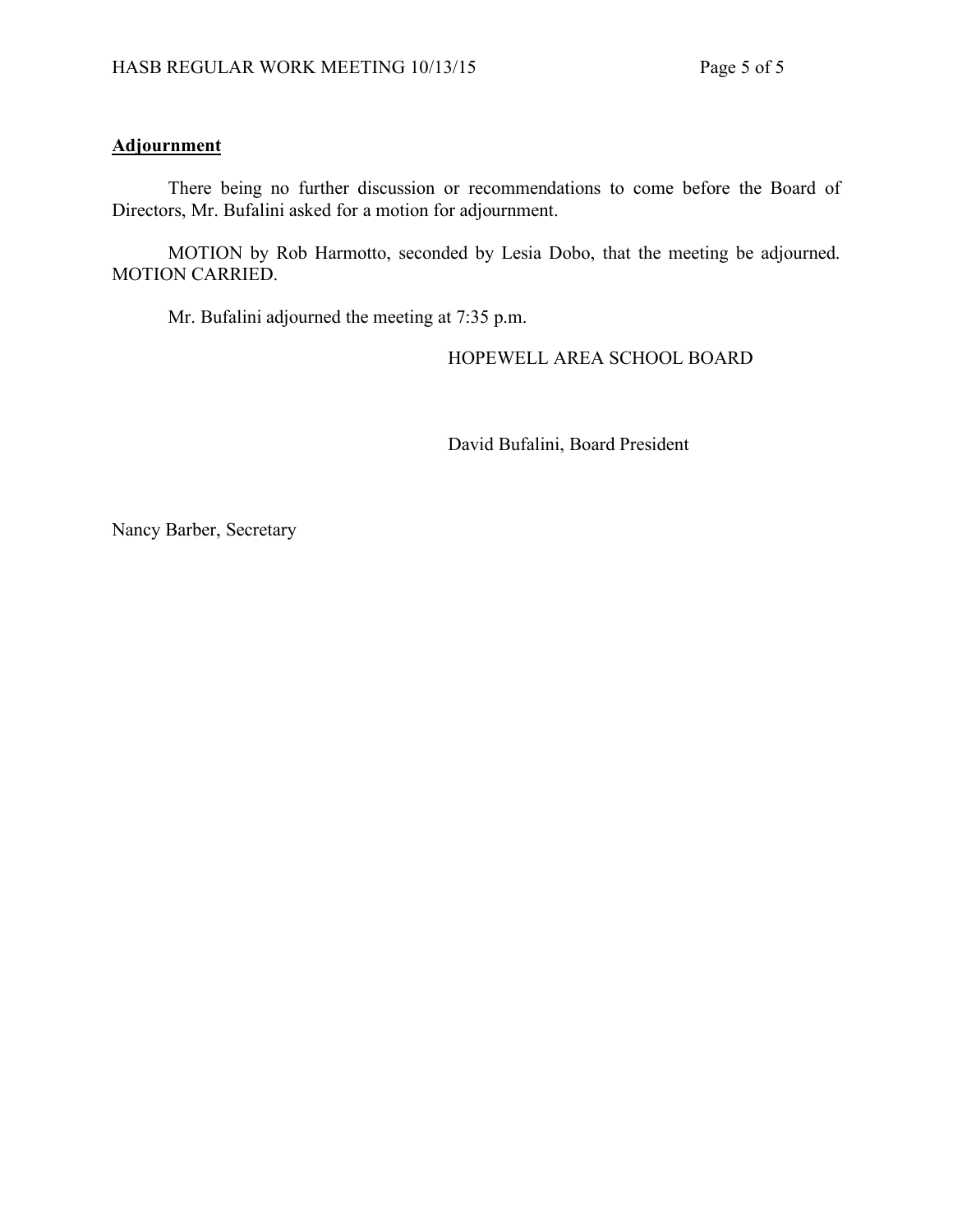**Adjournment**

There being no further discussion or recommendations to come before the Board of Directors, Mr. Bufalini asked for a motion for adjournment.

MOTION by Rob Harmotto, seconded by Lesia Dobo, that the meeting be adjourned. MOTION CARRIED.

Mr. Bufalini adjourned the meeting at 7:35 p.m.

HOPEWELL AREA SCHOOL BOARD

David Bufalini, Board President

Nancy Barber, Secretary